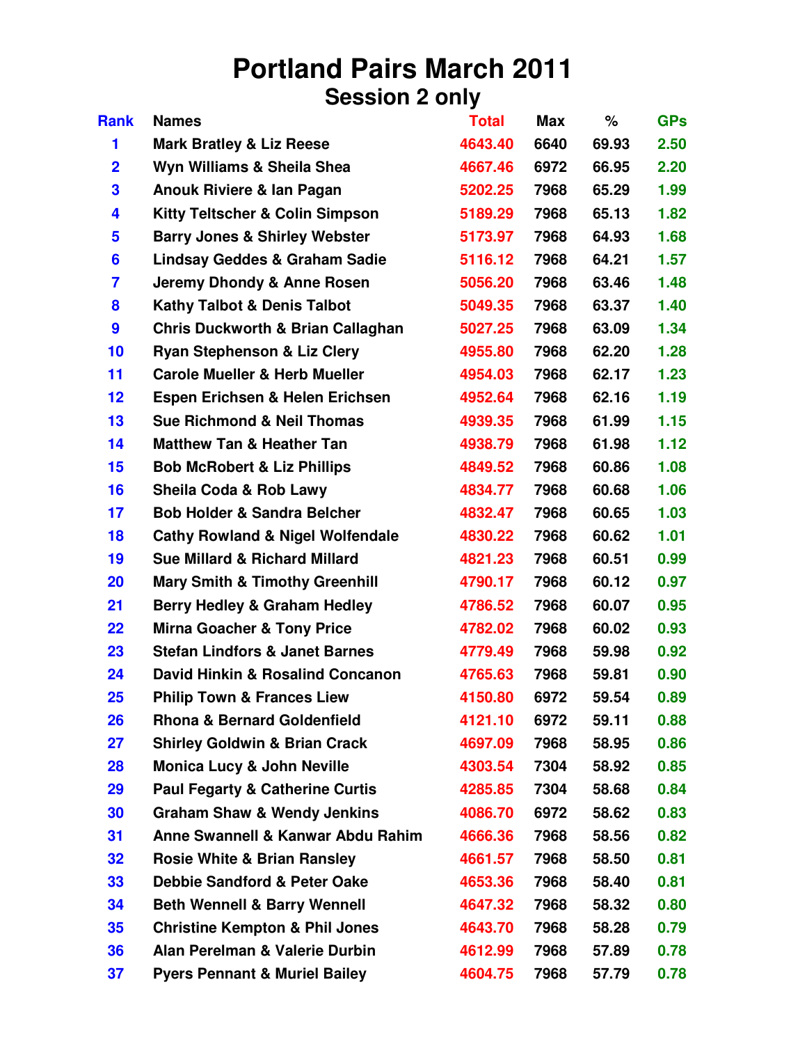# Portland Pairs March 2011

## Session 2 only

| Rank | Names | Total | Max | % | GPs |
|---|---|---|---|---|---|
| 1 | Mark Bratley & Liz Reese | 4643.40 | 6640 | 69.93 | 2.50 |
| 2 | Wyn Williams & Sheila Shea | 4667.46 | 6972 | 66.95 | 2.20 |
| 3 | Anouk Riviere & Ian Pagan | 5202.25 | 7968 | 65.29 | 1.99 |
| 4 | Kitty Teltscher & Colin Simpson | 5189.29 | 7968 | 65.13 | 1.82 |
| 5 | Barry Jones & Shirley Webster | 5173.97 | 7968 | 64.93 | 1.68 |
| 6 | Lindsay Geddes & Graham Sadie | 5116.12 | 7968 | 64.21 | 1.57 |
| 7 | Jeremy Dhondy & Anne Rosen | 5056.20 | 7968 | 63.46 | 1.48 |
| 8 | Kathy Talbot & Denis Talbot | 5049.35 | 7968 | 63.37 | 1.40 |
| 9 | Chris Duckworth & Brian Callaghan | 5027.25 | 7968 | 63.09 | 1.34 |
| 10 | Ryan Stephenson & Liz Clery | 4955.80 | 7968 | 62.20 | 1.28 |
| 11 | Carole Mueller & Herb Mueller | 4954.03 | 7968 | 62.17 | 1.23 |
| 12 | Espen Erichsen & Helen Erichsen | 4952.64 | 7968 | 62.16 | 1.19 |
| 13 | Sue Richmond & Neil Thomas | 4939.35 | 7968 | 61.99 | 1.15 |
| 14 | Matthew Tan & Heather Tan | 4938.79 | 7968 | 61.98 | 1.12 |
| 15 | Bob McRobert & Liz Phillips | 4849.52 | 7968 | 60.86 | 1.08 |
| 16 | Sheila Coda & Rob Lawy | 4834.77 | 7968 | 60.68 | 1.06 |
| 17 | Bob Holder & Sandra Belcher | 4832.47 | 7968 | 60.65 | 1.03 |
| 18 | Cathy Rowland & Nigel Wolfendale | 4830.22 | 7968 | 60.62 | 1.01 |
| 19 | Sue Millard & Richard Millard | 4821.23 | 7968 | 60.51 | 0.99 |
| 20 | Mary Smith & Timothy Greenhill | 4790.17 | 7968 | 60.12 | 0.97 |
| 21 | Berry Hedley & Graham Hedley | 4786.52 | 7968 | 60.07 | 0.95 |
| 22 | Mirna Goacher & Tony Price | 4782.02 | 7968 | 60.02 | 0.93 |
| 23 | Stefan Lindfors & Janet Barnes | 4779.49 | 7968 | 59.98 | 0.92 |
| 24 | David Hinkin & Rosalind Concanon | 4765.63 | 7968 | 59.81 | 0.90 |
| 25 | Philip Town & Frances Liew | 4150.80 | 6972 | 59.54 | 0.89 |
| 26 | Rhona & Bernard Goldenfield | 4121.10 | 6972 | 59.11 | 0.88 |
| 27 | Shirley Goldwin & Brian Crack | 4697.09 | 7968 | 58.95 | 0.86 |
| 28 | Monica Lucy & John Neville | 4303.54 | 7304 | 58.92 | 0.85 |
| 29 | Paul Fegarty & Catherine Curtis | 4285.85 | 7304 | 58.68 | 0.84 |
| 30 | Graham Shaw & Wendy Jenkins | 4086.70 | 6972 | 58.62 | 0.83 |
| 31 | Anne Swannell & Kanwar Abdu Rahim | 4666.36 | 7968 | 58.56 | 0.82 |
| 32 | Rosie White & Brian Ransley | 4661.57 | 7968 | 58.50 | 0.81 |
| 33 | Debbie Sandford & Peter Oake | 4653.36 | 7968 | 58.40 | 0.81 |
| 34 | Beth Wennell & Barry Wennell | 4647.32 | 7968 | 58.32 | 0.80 |
| 35 | Christine Kempton & Phil Jones | 4643.70 | 7968 | 58.28 | 0.79 |
| 36 | Alan Perelman & Valerie Durbin | 4612.99 | 7968 | 57.89 | 0.78 |
| 37 | Pyers Pennant & Muriel Bailey | 4604.75 | 7968 | 57.79 | 0.78 |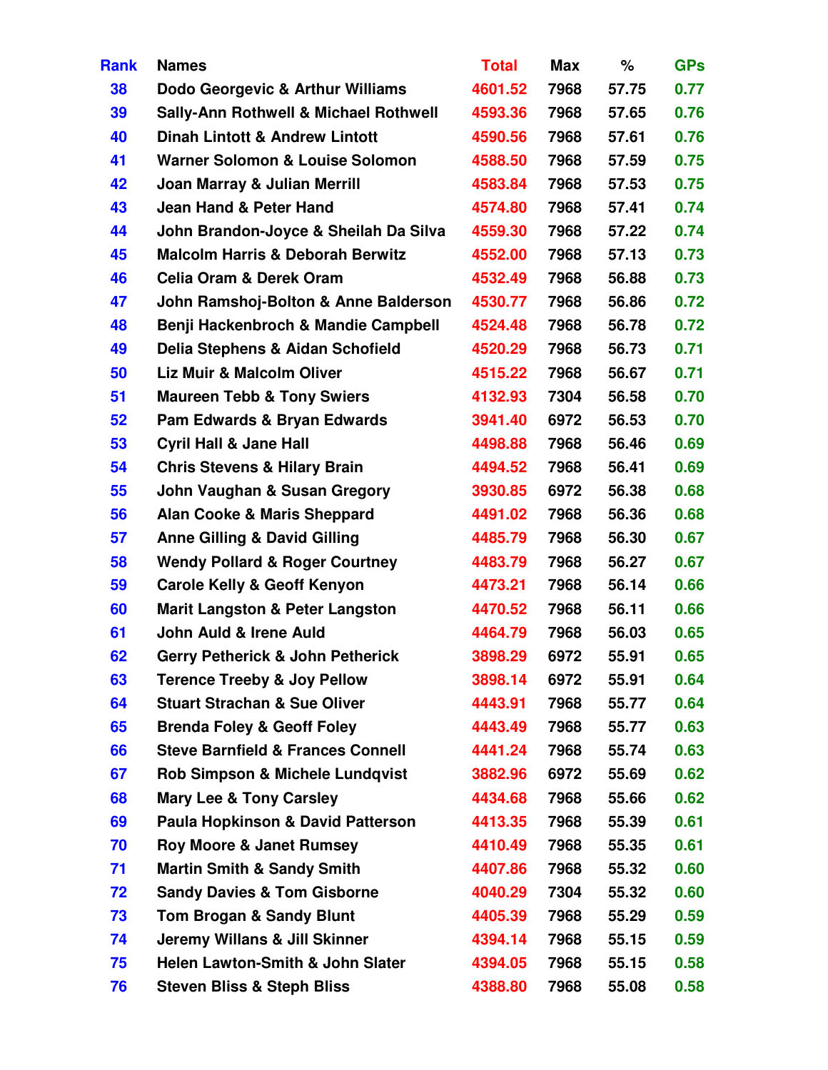| Rank | Names | Total | Max | % | GPs |
|---|---|---|---|---|---|
| 38 | Dodo Georgevic & Arthur Williams | 4601.52 | 7968 | 57.75 | 0.77 |
| 39 | Sally-Ann Rothwell & Michael Rothwell | 4593.36 | 7968 | 57.65 | 0.76 |
| 40 | Dinah Lintott & Andrew Lintott | 4590.56 | 7968 | 57.61 | 0.76 |
| 41 | Warner Solomon & Louise Solomon | 4588.50 | 7968 | 57.59 | 0.75 |
| 42 | Joan Marray & Julian Merrill | 4583.84 | 7968 | 57.53 | 0.75 |
| 43 | Jean Hand & Peter Hand | 4574.80 | 7968 | 57.41 | 0.74 |
| 44 | John Brandon-Joyce & Sheilah Da Silva | 4559.30 | 7968 | 57.22 | 0.74 |
| 45 | Malcolm Harris & Deborah Berwitz | 4552.00 | 7968 | 57.13 | 0.73 |
| 46 | Celia Oram & Derek Oram | 4532.49 | 7968 | 56.88 | 0.73 |
| 47 | John Ramshoj-Bolton & Anne Balderson | 4530.77 | 7968 | 56.86 | 0.72 |
| 48 | Benji Hackenbroch & Mandie Campbell | 4524.48 | 7968 | 56.78 | 0.72 |
| 49 | Delia Stephens & Aidan Schofield | 4520.29 | 7968 | 56.73 | 0.71 |
| 50 | Liz Muir & Malcolm Oliver | 4515.22 | 7968 | 56.67 | 0.71 |
| 51 | Maureen Tebb & Tony Swiers | 4132.93 | 7304 | 56.58 | 0.70 |
| 52 | Pam Edwards & Bryan Edwards | 3941.40 | 6972 | 56.53 | 0.70 |
| 53 | Cyril Hall & Jane Hall | 4498.88 | 7968 | 56.46 | 0.69 |
| 54 | Chris Stevens & Hilary Brain | 4494.52 | 7968 | 56.41 | 0.69 |
| 55 | John Vaughan & Susan Gregory | 3930.85 | 6972 | 56.38 | 0.68 |
| 56 | Alan Cooke & Maris Sheppard | 4491.02 | 7968 | 56.36 | 0.68 |
| 57 | Anne Gilling & David Gilling | 4485.79 | 7968 | 56.30 | 0.67 |
| 58 | Wendy Pollard & Roger Courtney | 4483.79 | 7968 | 56.27 | 0.67 |
| 59 | Carole Kelly & Geoff Kenyon | 4473.21 | 7968 | 56.14 | 0.66 |
| 60 | Marit Langston & Peter Langston | 4470.52 | 7968 | 56.11 | 0.66 |
| 61 | John Auld & Irene Auld | 4464.79 | 7968 | 56.03 | 0.65 |
| 62 | Gerry Petherick & John Petherick | 3898.29 | 6972 | 55.91 | 0.65 |
| 63 | Terence Treeby & Joy Pellow | 3898.14 | 6972 | 55.91 | 0.64 |
| 64 | Stuart Strachan & Sue Oliver | 4443.91 | 7968 | 55.77 | 0.64 |
| 65 | Brenda Foley & Geoff Foley | 4443.49 | 7968 | 55.77 | 0.63 |
| 66 | Steve Barnfield & Frances Connell | 4441.24 | 7968 | 55.74 | 0.63 |
| 67 | Rob Simpson & Michele Lundqvist | 3882.96 | 6972 | 55.69 | 0.62 |
| 68 | Mary Lee & Tony Carsley | 4434.68 | 7968 | 55.66 | 0.62 |
| 69 | Paula Hopkinson & David Patterson | 4413.35 | 7968 | 55.39 | 0.61 |
| 70 | Roy Moore & Janet Rumsey | 4410.49 | 7968 | 55.35 | 0.61 |
| 71 | Martin Smith & Sandy Smith | 4407.86 | 7968 | 55.32 | 0.60 |
| 72 | Sandy Davies & Tom Gisborne | 4040.29 | 7304 | 55.32 | 0.60 |
| 73 | Tom Brogan & Sandy Blunt | 4405.39 | 7968 | 55.29 | 0.59 |
| 74 | Jeremy Willans & Jill Skinner | 4394.14 | 7968 | 55.15 | 0.59 |
| 75 | Helen Lawton-Smith & John Slater | 4394.05 | 7968 | 55.15 | 0.58 |
| 76 | Steven Bliss & Steph Bliss | 4388.80 | 7968 | 55.08 | 0.58 |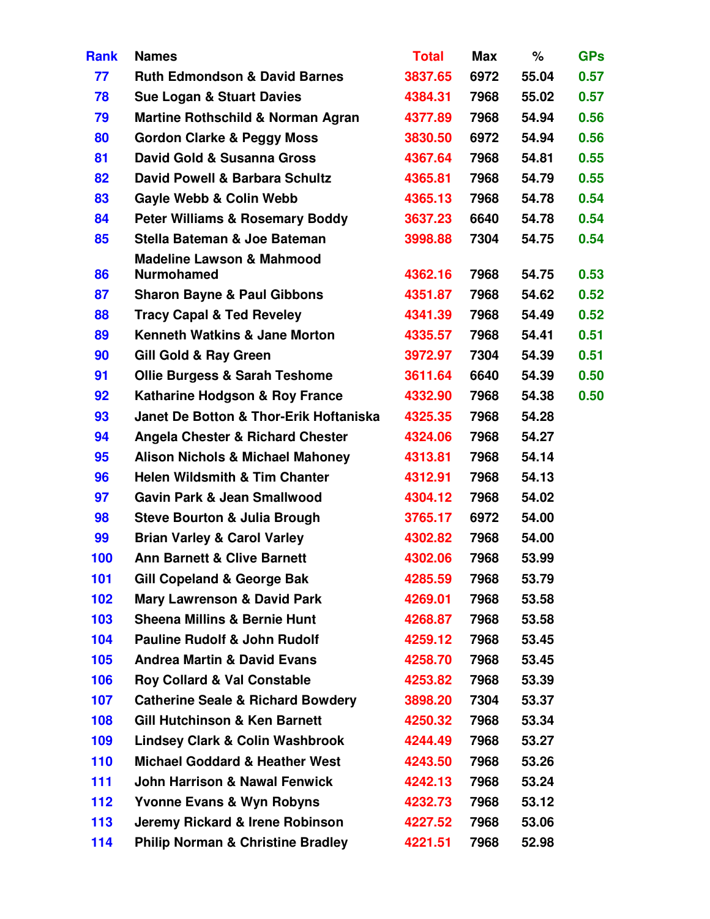| Rank | Names | Total | Max | % | GPs |
|---|---|---|---|---|---|
| 77 | Ruth Edmondson & David Barnes | 3837.65 | 6972 | 55.04 | 0.57 |
| 78 | Sue Logan & Stuart Davies | 4384.31 | 7968 | 55.02 | 0.57 |
| 79 | Martine Rothschild & Norman Agran | 4377.89 | 7968 | 54.94 | 0.56 |
| 80 | Gordon Clarke & Peggy Moss | 3830.50 | 6972 | 54.94 | 0.56 |
| 81 | David Gold & Susanna Gross | 4367.64 | 7968 | 54.81 | 0.55 |
| 82 | David Powell & Barbara Schultz | 4365.81 | 7968 | 54.79 | 0.55 |
| 83 | Gayle Webb & Colin Webb | 4365.13 | 7968 | 54.78 | 0.54 |
| 84 | Peter Williams & Rosemary Boddy | 3637.23 | 6640 | 54.78 | 0.54 |
| 85 | Stella Bateman & Joe Bateman | 3998.88 | 7304 | 54.75 | 0.54 |
| 86 | Madeline Lawson & Mahmood Nurmohamed | 4362.16 | 7968 | 54.75 | 0.53 |
| 87 | Sharon Bayne & Paul Gibbons | 4351.87 | 7968 | 54.62 | 0.52 |
| 88 | Tracy Capal & Ted Reveley | 4341.39 | 7968 | 54.49 | 0.52 |
| 89 | Kenneth Watkins & Jane Morton | 4335.57 | 7968 | 54.41 | 0.51 |
| 90 | Gill Gold & Ray Green | 3972.97 | 7304 | 54.39 | 0.51 |
| 91 | Ollie Burgess & Sarah Teshome | 3611.64 | 6640 | 54.39 | 0.50 |
| 92 | Katharine Hodgson & Roy France | 4332.90 | 7968 | 54.38 | 0.50 |
| 93 | Janet De Botton & Thor-Erik Hoftaniska | 4325.35 | 7968 | 54.28 | |
| 94 | Angela Chester & Richard Chester | 4324.06 | 7968 | 54.27 | |
| 95 | Alison Nichols & Michael Mahoney | 4313.81 | 7968 | 54.14 | |
| 96 | Helen Wildsmith & Tim Chanter | 4312.91 | 7968 | 54.13 | |
| 97 | Gavin Park & Jean Smallwood | 4304.12 | 7968 | 54.02 | |
| 98 | Steve Bourton & Julia Brough | 3765.17 | 6972 | 54.00 | |
| 99 | Brian Varley & Carol Varley | 4302.82 | 7968 | 54.00 | |
| 100 | Ann Barnett & Clive Barnett | 4302.06 | 7968 | 53.99 | |
| 101 | Gill Copeland & George Bak | 4285.59 | 7968 | 53.79 | |
| 102 | Mary Lawrenson & David Park | 4269.01 | 7968 | 53.58 | |
| 103 | Sheena Millins & Bernie Hunt | 4268.87 | 7968 | 53.58 | |
| 104 | Pauline Rudolf & John Rudolf | 4259.12 | 7968 | 53.45 | |
| 105 | Andrea Martin & David Evans | 4258.70 | 7968 | 53.45 | |
| 106 | Roy Collard & Val Constable | 4253.82 | 7968 | 53.39 | |
| 107 | Catherine Seale & Richard Bowdery | 3898.20 | 7304 | 53.37 | |
| 108 | Gill Hutchinson & Ken Barnett | 4250.32 | 7968 | 53.34 | |
| 109 | Lindsey Clark & Colin Washbrook | 4244.49 | 7968 | 53.27 | |
| 110 | Michael Goddard & Heather West | 4243.50 | 7968 | 53.26 | |
| 111 | John Harrison & Nawal Fenwick | 4242.13 | 7968 | 53.24 | |
| 112 | Yvonne Evans & Wyn Robyns | 4232.73 | 7968 | 53.12 | |
| 113 | Jeremy Rickard & Irene Robinson | 4227.52 | 7968 | 53.06 | |
| 114 | Philip Norman & Christine Bradley | 4221.51 | 7968 | 52.98 | |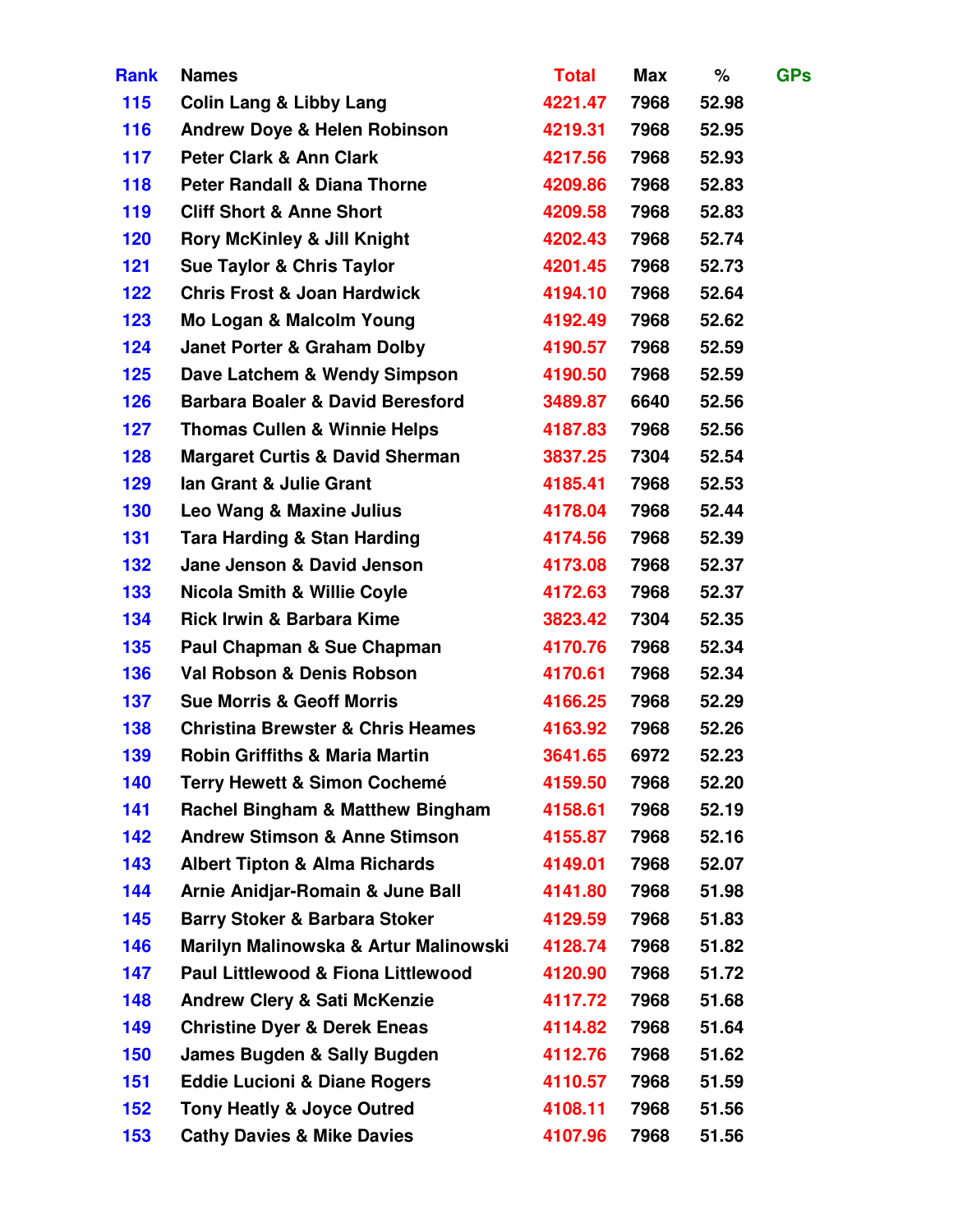| Rank | Names | Total | Max | % | GPs |
|---|---|---|---|---|---|
| 115 | Colin Lang & Libby Lang | 4221.47 | 7968 | 52.98 | |
| 116 | Andrew Doye & Helen Robinson | 4219.31 | 7968 | 52.95 | |
| 117 | Peter Clark & Ann Clark | 4217.56 | 7968 | 52.93 | |
| 118 | Peter Randall & Diana Thorne | 4209.86 | 7968 | 52.83 | |
| 119 | Cliff Short & Anne Short | 4209.58 | 7968 | 52.83 | |
| 120 | Rory McKinley & Jill Knight | 4202.43 | 7968 | 52.74 | |
| 121 | Sue Taylor & Chris Taylor | 4201.45 | 7968 | 52.73 | |
| 122 | Chris Frost & Joan Hardwick | 4194.10 | 7968 | 52.64 | |
| 123 | Mo Logan & Malcolm Young | 4192.49 | 7968 | 52.62 | |
| 124 | Janet Porter & Graham Dolby | 4190.57 | 7968 | 52.59 | |
| 125 | Dave Latchem & Wendy Simpson | 4190.50 | 7968 | 52.59 | |
| 126 | Barbara Boaler & David Beresford | 3489.87 | 6640 | 52.56 | |
| 127 | Thomas Cullen & Winnie Helps | 4187.83 | 7968 | 52.56 | |
| 128 | Margaret Curtis & David Sherman | 3837.25 | 7304 | 52.54 | |
| 129 | Ian Grant & Julie Grant | 4185.41 | 7968 | 52.53 | |
| 130 | Leo Wang & Maxine Julius | 4178.04 | 7968 | 52.44 | |
| 131 | Tara Harding & Stan Harding | 4174.56 | 7968 | 52.39 | |
| 132 | Jane Jenson & David Jenson | 4173.08 | 7968 | 52.37 | |
| 133 | Nicola Smith & Willie Coyle | 4172.63 | 7968 | 52.37 | |
| 134 | Rick Irwin & Barbara Kime | 3823.42 | 7304 | 52.35 | |
| 135 | Paul Chapman & Sue Chapman | 4170.76 | 7968 | 52.34 | |
| 136 | Val Robson & Denis Robson | 4170.61 | 7968 | 52.34 | |
| 137 | Sue Morris & Geoff Morris | 4166.25 | 7968 | 52.29 | |
| 138 | Christina Brewster & Chris Heames | 4163.92 | 7968 | 52.26 | |
| 139 | Robin Griffiths & Maria Martin | 3641.65 | 6972 | 52.23 | |
| 140 | Terry Hewett & Simon Cochemé | 4159.50 | 7968 | 52.20 | |
| 141 | Rachel Bingham & Matthew Bingham | 4158.61 | 7968 | 52.19 | |
| 142 | Andrew Stimson & Anne Stimson | 4155.87 | 7968 | 52.16 | |
| 143 | Albert Tipton & Alma Richards | 4149.01 | 7968 | 52.07 | |
| 144 | Arnie Anidjar-Romain & June Ball | 4141.80 | 7968 | 51.98 | |
| 145 | Barry Stoker & Barbara Stoker | 4129.59 | 7968 | 51.83 | |
| 146 | Marilyn Malinowska & Artur Malinowski | 4128.74 | 7968 | 51.82 | |
| 147 | Paul Littlewood & Fiona Littlewood | 4120.90 | 7968 | 51.72 | |
| 148 | Andrew Clery & Sati McKenzie | 4117.72 | 7968 | 51.68 | |
| 149 | Christine Dyer & Derek Eneas | 4114.82 | 7968 | 51.64 | |
| 150 | James Bugden & Sally Bugden | 4112.76 | 7968 | 51.62 | |
| 151 | Eddie Lucioni & Diane Rogers | 4110.57 | 7968 | 51.59 | |
| 152 | Tony Heatly & Joyce Outred | 4108.11 | 7968 | 51.56 | |
| 153 | Cathy Davies & Mike Davies | 4107.96 | 7968 | 51.56 | |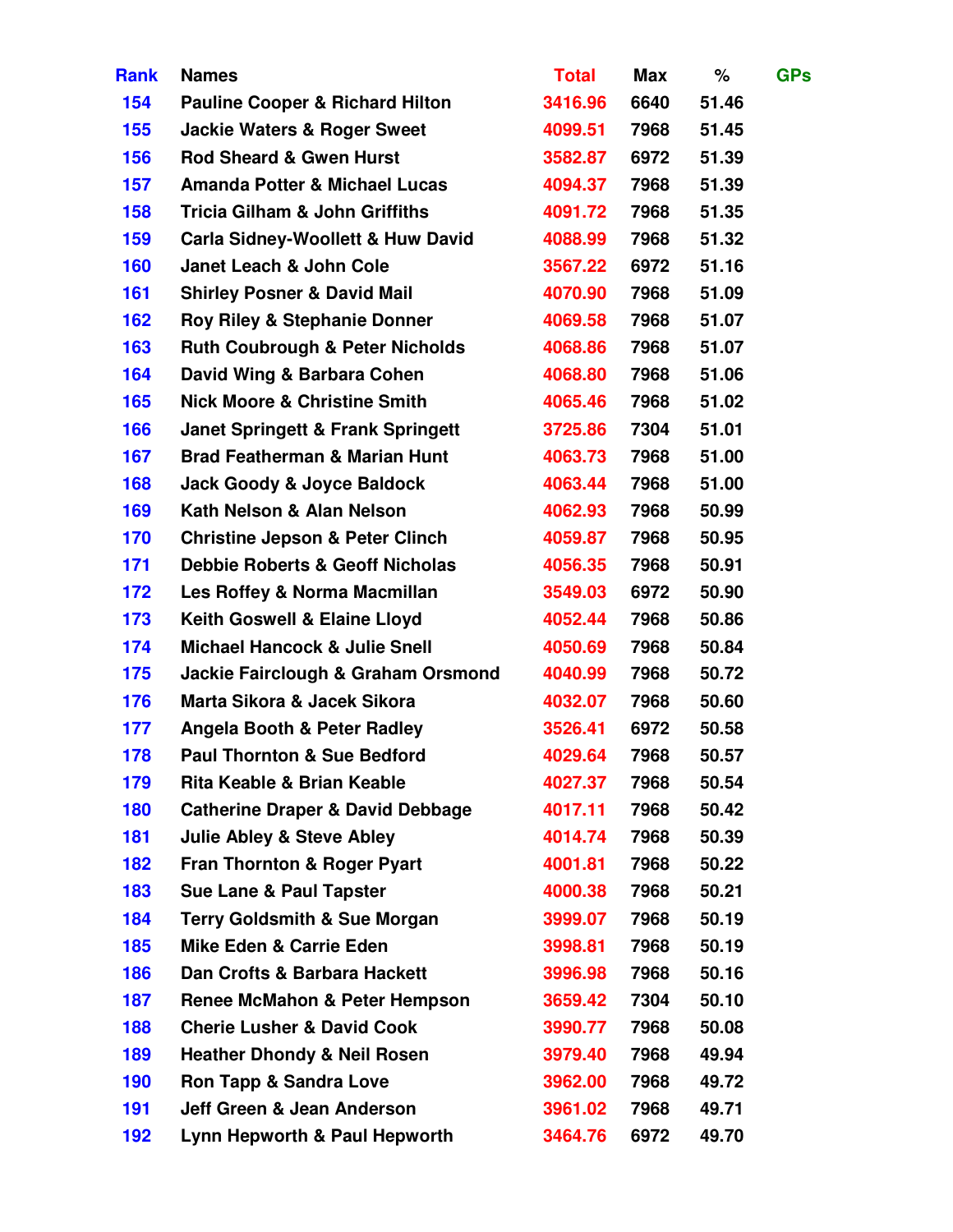| Rank | Names | Total | Max | % | GPs |
|---|---|---|---|---|---|
| 154 | Pauline Cooper & Richard Hilton | 3416.96 | 6640 | 51.46 | |
| 155 | Jackie Waters & Roger Sweet | 4099.51 | 7968 | 51.45 | |
| 156 | Rod Sheard & Gwen Hurst | 3582.87 | 6972 | 51.39 | |
| 157 | Amanda Potter & Michael Lucas | 4094.37 | 7968 | 51.39 | |
| 158 | Tricia Gilham & John Griffiths | 4091.72 | 7968 | 51.35 | |
| 159 | Carla Sidney-Woollett & Huw David | 4088.99 | 7968 | 51.32 | |
| 160 | Janet Leach & John Cole | 3567.22 | 6972 | 51.16 | |
| 161 | Shirley Posner & David Mail | 4070.90 | 7968 | 51.09 | |
| 162 | Roy Riley & Stephanie Donner | 4069.58 | 7968 | 51.07 | |
| 163 | Ruth Coubrough & Peter Nicholds | 4068.86 | 7968 | 51.07 | |
| 164 | David Wing & Barbara Cohen | 4068.80 | 7968 | 51.06 | |
| 165 | Nick Moore & Christine Smith | 4065.46 | 7968 | 51.02 | |
| 166 | Janet Springett & Frank Springett | 3725.86 | 7304 | 51.01 | |
| 167 | Brad Featherman & Marian Hunt | 4063.73 | 7968 | 51.00 | |
| 168 | Jack Goody & Joyce Baldock | 4063.44 | 7968 | 51.00 | |
| 169 | Kath Nelson & Alan Nelson | 4062.93 | 7968 | 50.99 | |
| 170 | Christine Jepson & Peter Clinch | 4059.87 | 7968 | 50.95 | |
| 171 | Debbie Roberts & Geoff Nicholas | 4056.35 | 7968 | 50.91 | |
| 172 | Les Roffey & Norma Macmillan | 3549.03 | 6972 | 50.90 | |
| 173 | Keith Goswell & Elaine Lloyd | 4052.44 | 7968 | 50.86 | |
| 174 | Michael Hancock & Julie Snell | 4050.69 | 7968 | 50.84 | |
| 175 | Jackie Fairclough & Graham Orsmond | 4040.99 | 7968 | 50.72 | |
| 176 | Marta Sikora & Jacek Sikora | 4032.07 | 7968 | 50.60 | |
| 177 | Angela Booth & Peter Radley | 3526.41 | 6972 | 50.58 | |
| 178 | Paul Thornton & Sue Bedford | 4029.64 | 7968 | 50.57 | |
| 179 | Rita Keable & Brian Keable | 4027.37 | 7968 | 50.54 | |
| 180 | Catherine Draper & David Debbage | 4017.11 | 7968 | 50.42 | |
| 181 | Julie Abley & Steve Abley | 4014.74 | 7968 | 50.39 | |
| 182 | Fran Thornton & Roger Pyart | 4001.81 | 7968 | 50.22 | |
| 183 | Sue Lane & Paul Tapster | 4000.38 | 7968 | 50.21 | |
| 184 | Terry Goldsmith & Sue Morgan | 3999.07 | 7968 | 50.19 | |
| 185 | Mike Eden & Carrie Eden | 3998.81 | 7968 | 50.19 | |
| 186 | Dan Crofts & Barbara Hackett | 3996.98 | 7968 | 50.16 | |
| 187 | Renee McMahon & Peter Hempson | 3659.42 | 7304 | 50.10 | |
| 188 | Cherie Lusher & David Cook | 3990.77 | 7968 | 50.08 | |
| 189 | Heather Dhondy & Neil Rosen | 3979.40 | 7968 | 49.94 | |
| 190 | Ron Tapp & Sandra Love | 3962.00 | 7968 | 49.72 | |
| 191 | Jeff Green & Jean Anderson | 3961.02 | 7968 | 49.71 | |
| 192 | Lynn Hepworth & Paul Hepworth | 3464.76 | 6972 | 49.70 | |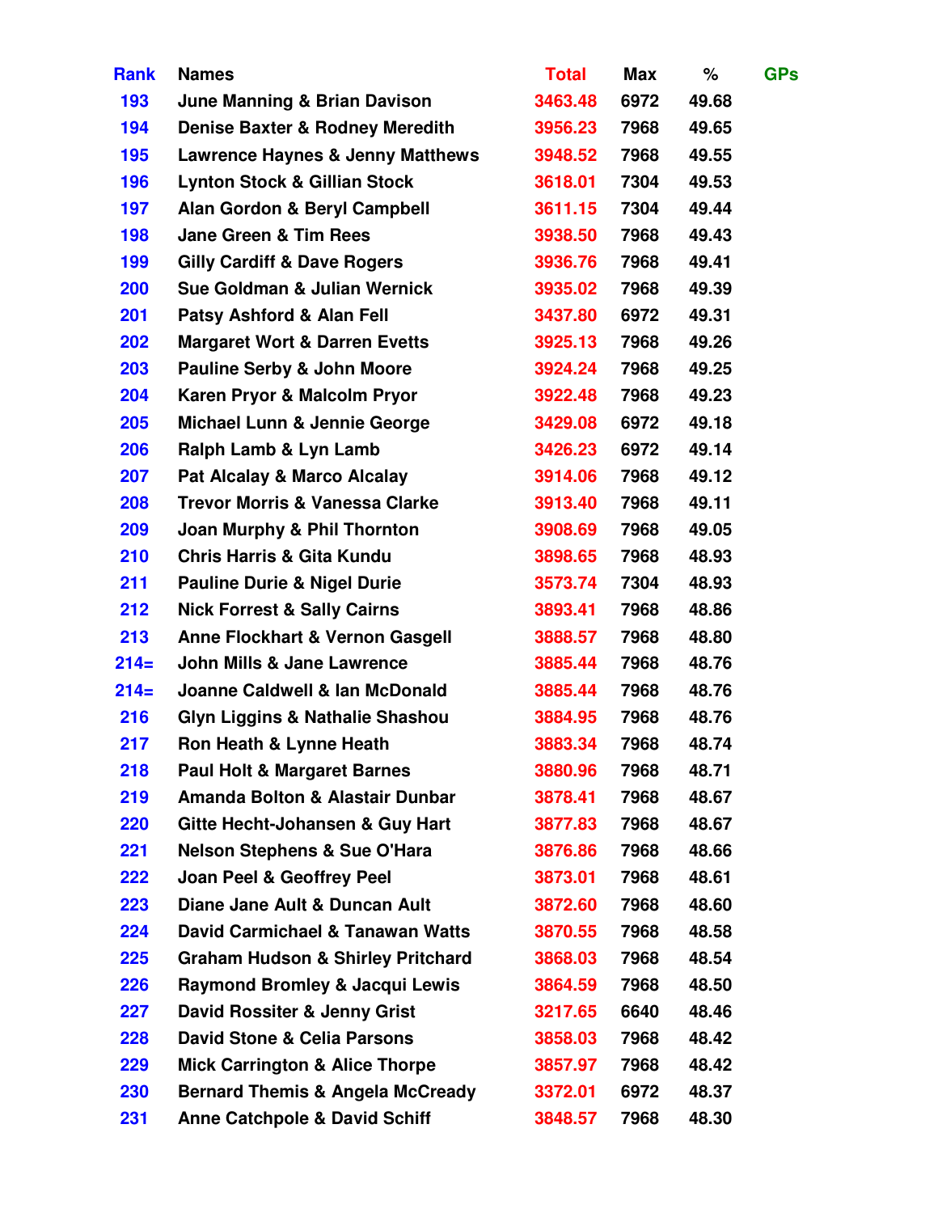| Rank | Names | Total | Max | % | GPs |
|---|---|---|---|---|---|
| 193 | June Manning & Brian Davison | 3463.48 | 6972 | 49.68 | |
| 194 | Denise Baxter & Rodney Meredith | 3956.23 | 7968 | 49.65 | |
| 195 | Lawrence Haynes & Jenny Matthews | 3948.52 | 7968 | 49.55 | |
| 196 | Lynton Stock & Gillian Stock | 3618.01 | 7304 | 49.53 | |
| 197 | Alan Gordon & Beryl Campbell | 3611.15 | 7304 | 49.44 | |
| 198 | Jane Green & Tim Rees | 3938.50 | 7968 | 49.43 | |
| 199 | Gilly Cardiff & Dave Rogers | 3936.76 | 7968 | 49.41 | |
| 200 | Sue Goldman & Julian Wernick | 3935.02 | 7968 | 49.39 | |
| 201 | Patsy Ashford & Alan Fell | 3437.80 | 6972 | 49.31 | |
| 202 | Margaret Wort & Darren Evetts | 3925.13 | 7968 | 49.26 | |
| 203 | Pauline Serby & John Moore | 3924.24 | 7968 | 49.25 | |
| 204 | Karen Pryor & Malcolm Pryor | 3922.48 | 7968 | 49.23 | |
| 205 | Michael Lunn & Jennie George | 3429.08 | 6972 | 49.18 | |
| 206 | Ralph Lamb & Lyn Lamb | 3426.23 | 6972 | 49.14 | |
| 207 | Pat Alcalay & Marco Alcalay | 3914.06 | 7968 | 49.12 | |
| 208 | Trevor Morris & Vanessa Clarke | 3913.40 | 7968 | 49.11 | |
| 209 | Joan Murphy & Phil Thornton | 3908.69 | 7968 | 49.05 | |
| 210 | Chris Harris & Gita Kundu | 3898.65 | 7968 | 48.93 | |
| 211 | Pauline Durie & Nigel Durie | 3573.74 | 7304 | 48.93 | |
| 212 | Nick Forrest & Sally Cairns | 3893.41 | 7968 | 48.86 | |
| 213 | Anne Flockhart & Vernon Gasgell | 3888.57 | 7968 | 48.80 | |
| 214= | John Mills & Jane Lawrence | 3885.44 | 7968 | 48.76 | |
| 214= | Joanne Caldwell & Ian McDonald | 3885.44 | 7968 | 48.76 | |
| 216 | Glyn Liggins & Nathalie Shashou | 3884.95 | 7968 | 48.76 | |
| 217 | Ron Heath & Lynne Heath | 3883.34 | 7968 | 48.74 | |
| 218 | Paul Holt & Margaret Barnes | 3880.96 | 7968 | 48.71 | |
| 219 | Amanda Bolton & Alastair Dunbar | 3878.41 | 7968 | 48.67 | |
| 220 | Gitte Hecht-Johansen & Guy Hart | 3877.83 | 7968 | 48.67 | |
| 221 | Nelson Stephens & Sue O'Hara | 3876.86 | 7968 | 48.66 | |
| 222 | Joan Peel & Geoffrey Peel | 3873.01 | 7968 | 48.61 | |
| 223 | Diane Jane Ault & Duncan Ault | 3872.60 | 7968 | 48.60 | |
| 224 | David Carmichael & Tanawan Watts | 3870.55 | 7968 | 48.58 | |
| 225 | Graham Hudson & Shirley Pritchard | 3868.03 | 7968 | 48.54 | |
| 226 | Raymond Bromley & Jacqui Lewis | 3864.59 | 7968 | 48.50 | |
| 227 | David Rossiter & Jenny Grist | 3217.65 | 6640 | 48.46 | |
| 228 | David Stone & Celia Parsons | 3858.03 | 7968 | 48.42 | |
| 229 | Mick Carrington & Alice Thorpe | 3857.97 | 7968 | 48.42 | |
| 230 | Bernard Themis & Angela McCready | 3372.01 | 6972 | 48.37 | |
| 231 | Anne Catchpole & David Schiff | 3848.57 | 7968 | 48.30 | |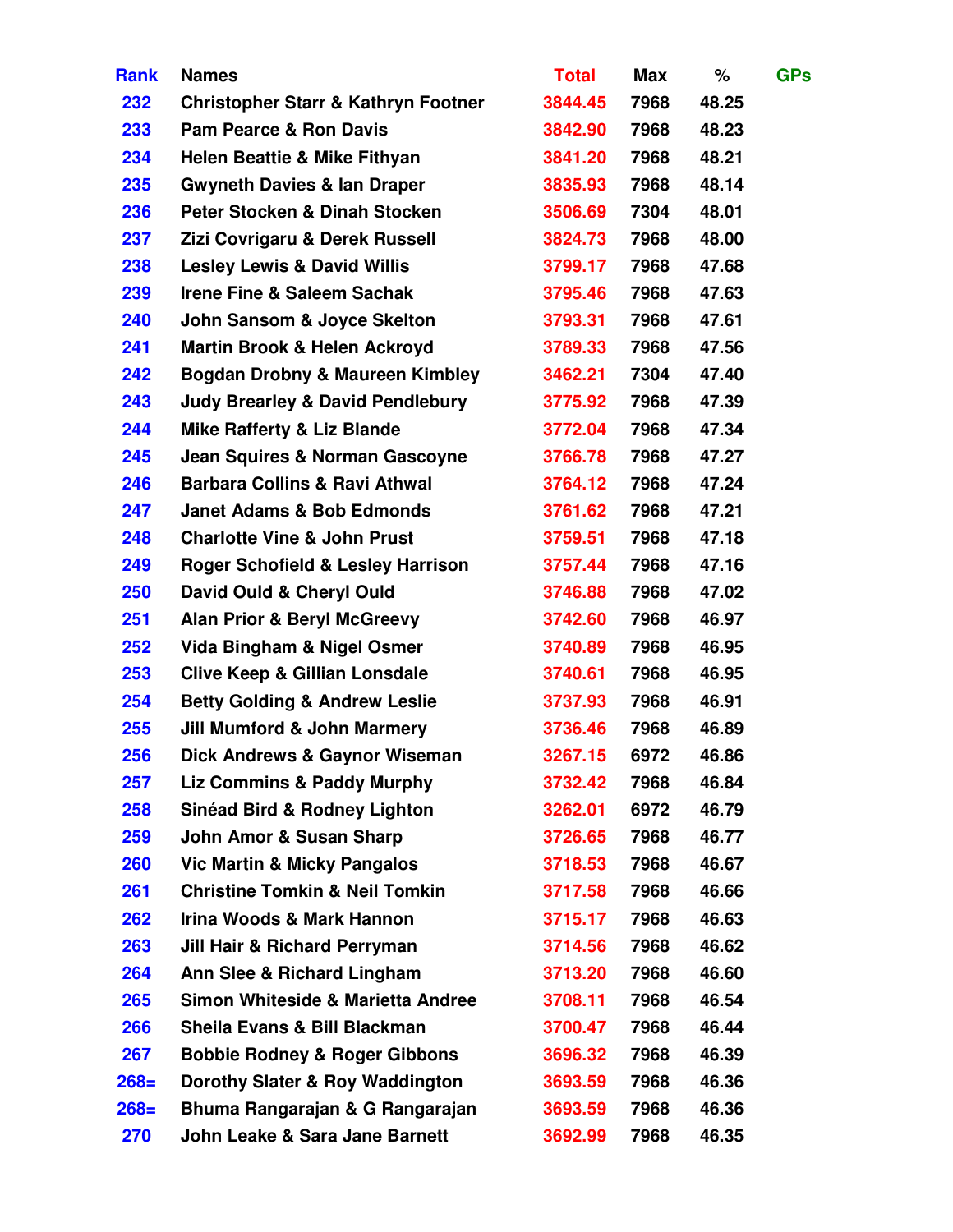| Rank | Names | Total | Max | % | GPs |
|---|---|---|---|---|---|
| 232 | Christopher Starr & Kathryn Footner | 3844.45 | 7968 | 48.25 | |
| 233 | Pam Pearce & Ron Davis | 3842.90 | 7968 | 48.23 | |
| 234 | Helen Beattie & Mike Fithyan | 3841.20 | 7968 | 48.21 | |
| 235 | Gwyneth Davies & Ian Draper | 3835.93 | 7968 | 48.14 | |
| 236 | Peter Stocken & Dinah Stocken | 3506.69 | 7304 | 48.01 | |
| 237 | Zizi Covrigaru & Derek Russell | 3824.73 | 7968 | 48.00 | |
| 238 | Lesley Lewis & David Willis | 3799.17 | 7968 | 47.68 | |
| 239 | Irene Fine & Saleem Sachak | 3795.46 | 7968 | 47.63 | |
| 240 | John Sansom & Joyce Skelton | 3793.31 | 7968 | 47.61 | |
| 241 | Martin Brook & Helen Ackroyd | 3789.33 | 7968 | 47.56 | |
| 242 | Bogdan Drobny & Maureen Kimbley | 3462.21 | 7304 | 47.40 | |
| 243 | Judy Brearley & David Pendlebury | 3775.92 | 7968 | 47.39 | |
| 244 | Mike Rafferty & Liz Blande | 3772.04 | 7968 | 47.34 | |
| 245 | Jean Squires & Norman Gascoyne | 3766.78 | 7968 | 47.27 | |
| 246 | Barbara Collins & Ravi Athwal | 3764.12 | 7968 | 47.24 | |
| 247 | Janet Adams & Bob Edmonds | 3761.62 | 7968 | 47.21 | |
| 248 | Charlotte Vine & John Prust | 3759.51 | 7968 | 47.18 | |
| 249 | Roger Schofield & Lesley Harrison | 3757.44 | 7968 | 47.16 | |
| 250 | David Ould & Cheryl Ould | 3746.88 | 7968 | 47.02 | |
| 251 | Alan Prior & Beryl McGreevy | 3742.60 | 7968 | 46.97 | |
| 252 | Vida Bingham & Nigel Osmer | 3740.89 | 7968 | 46.95 | |
| 253 | Clive Keep & Gillian Lonsdale | 3740.61 | 7968 | 46.95 | |
| 254 | Betty Golding & Andrew Leslie | 3737.93 | 7968 | 46.91 | |
| 255 | Jill Mumford & John Marmery | 3736.46 | 7968 | 46.89 | |
| 256 | Dick Andrews & Gaynor Wiseman | 3267.15 | 6972 | 46.86 | |
| 257 | Liz Commins & Paddy Murphy | 3732.42 | 7968 | 46.84 | |
| 258 | Sinéad Bird & Rodney Lighton | 3262.01 | 6972 | 46.79 | |
| 259 | John Amor & Susan Sharp | 3726.65 | 7968 | 46.77 | |
| 260 | Vic Martin & Micky Pangalos | 3718.53 | 7968 | 46.67 | |
| 261 | Christine Tomkin & Neil Tomkin | 3717.58 | 7968 | 46.66 | |
| 262 | Irina Woods & Mark Hannon | 3715.17 | 7968 | 46.63 | |
| 263 | Jill Hair & Richard Perryman | 3714.56 | 7968 | 46.62 | |
| 264 | Ann Slee & Richard Lingham | 3713.20 | 7968 | 46.60 | |
| 265 | Simon Whiteside & Marietta Andree | 3708.11 | 7968 | 46.54 | |
| 266 | Sheila Evans & Bill Blackman | 3700.47 | 7968 | 46.44 | |
| 267 | Bobbie Rodney & Roger Gibbons | 3696.32 | 7968 | 46.39 | |
| 268= | Dorothy Slater & Roy Waddington | 3693.59 | 7968 | 46.36 | |
| 268= | Bhuma Rangarajan & G Rangarajan | 3693.59 | 7968 | 46.36 | |
| 270 | John Leake & Sara Jane Barnett | 3692.99 | 7968 | 46.35 | |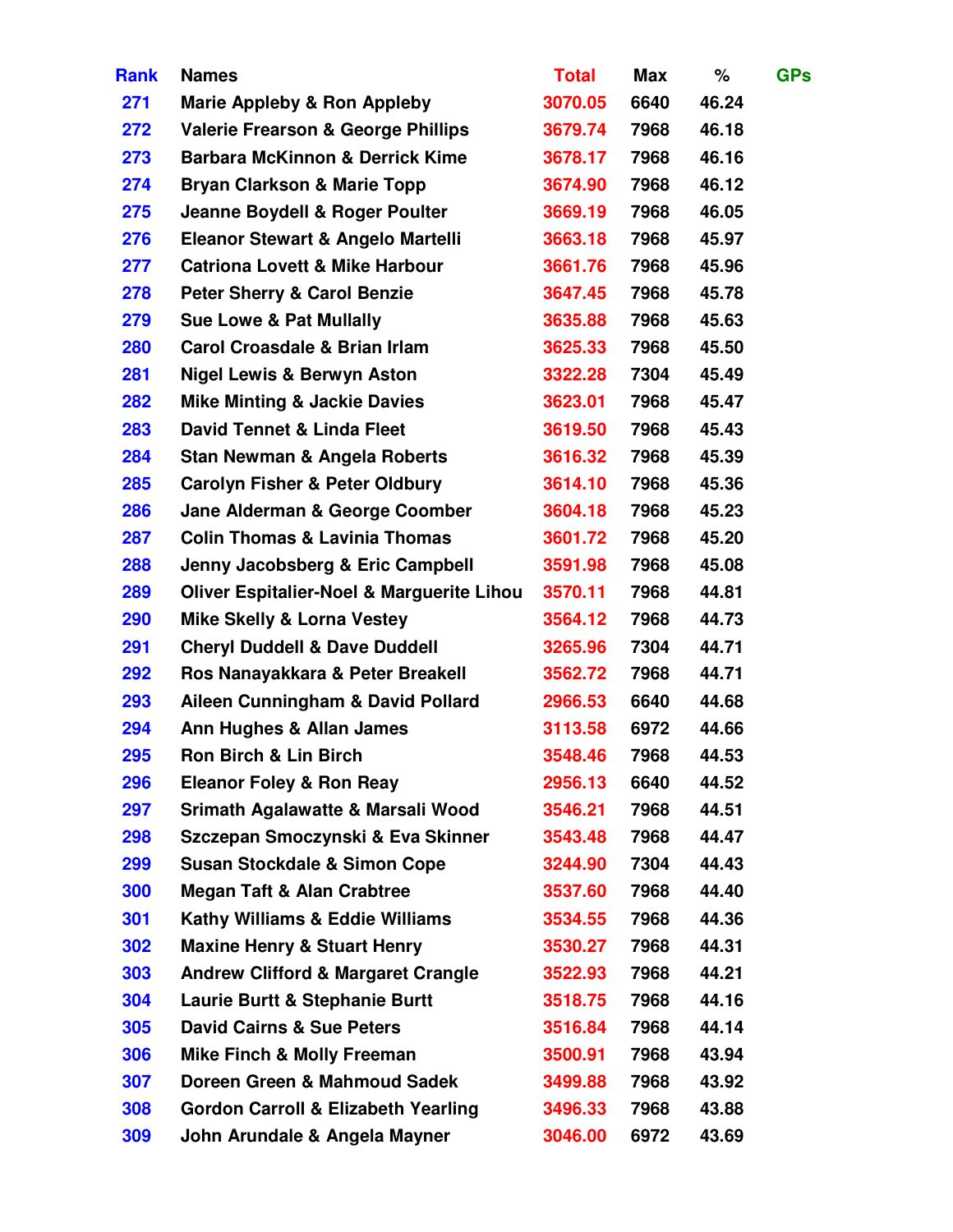| Rank | Names | Total | Max | % | GPs |
|---|---|---|---|---|---|
| 271 | Marie Appleby & Ron Appleby | 3070.05 | 6640 | 46.24 | |
| 272 | Valerie Frearson & George Phillips | 3679.74 | 7968 | 46.18 | |
| 273 | Barbara McKinnon & Derrick Kime | 3678.17 | 7968 | 46.16 | |
| 274 | Bryan Clarkson & Marie Topp | 3674.90 | 7968 | 46.12 | |
| 275 | Jeanne Boydell & Roger Poulter | 3669.19 | 7968 | 46.05 | |
| 276 | Eleanor Stewart & Angelo Martelli | 3663.18 | 7968 | 45.97 | |
| 277 | Catriona Lovett & Mike Harbour | 3661.76 | 7968 | 45.96 | |
| 278 | Peter Sherry & Carol Benzie | 3647.45 | 7968 | 45.78 | |
| 279 | Sue Lowe & Pat Mullally | 3635.88 | 7968 | 45.63 | |
| 280 | Carol Croasdale & Brian Irlam | 3625.33 | 7968 | 45.50 | |
| 281 | Nigel Lewis & Berwyn Aston | 3322.28 | 7304 | 45.49 | |
| 282 | Mike Minting & Jackie Davies | 3623.01 | 7968 | 45.47 | |
| 283 | David Tennet & Linda Fleet | 3619.50 | 7968 | 45.43 | |
| 284 | Stan Newman & Angela Roberts | 3616.32 | 7968 | 45.39 | |
| 285 | Carolyn Fisher & Peter Oldbury | 3614.10 | 7968 | 45.36 | |
| 286 | Jane Alderman & George Coomber | 3604.18 | 7968 | 45.23 | |
| 287 | Colin Thomas & Lavinia Thomas | 3601.72 | 7968 | 45.20 | |
| 288 | Jenny Jacobsberg & Eric Campbell | 3591.98 | 7968 | 45.08 | |
| 289 | Oliver Espitalier-Noel & Marguerite Lihou | 3570.11 | 7968 | 44.81 | |
| 290 | Mike Skelly & Lorna Vestey | 3564.12 | 7968 | 44.73 | |
| 291 | Cheryl Duddell & Dave Duddell | 3265.96 | 7304 | 44.71 | |
| 292 | Ros Nanayakkara & Peter Breakell | 3562.72 | 7968 | 44.71 | |
| 293 | Aileen Cunningham & David Pollard | 2966.53 | 6640 | 44.68 | |
| 294 | Ann Hughes & Allan James | 3113.58 | 6972 | 44.66 | |
| 295 | Ron Birch & Lin Birch | 3548.46 | 7968 | 44.53 | |
| 296 | Eleanor Foley & Ron Reay | 2956.13 | 6640 | 44.52 | |
| 297 | Srimath Agalawatte & Marsali Wood | 3546.21 | 7968 | 44.51 | |
| 298 | Szczepan Smoczynski & Eva Skinner | 3543.48 | 7968 | 44.47 | |
| 299 | Susan Stockdale & Simon Cope | 3244.90 | 7304 | 44.43 | |
| 300 | Megan Taft & Alan Crabtree | 3537.60 | 7968 | 44.40 | |
| 301 | Kathy Williams & Eddie Williams | 3534.55 | 7968 | 44.36 | |
| 302 | Maxine Henry & Stuart Henry | 3530.27 | 7968 | 44.31 | |
| 303 | Andrew Clifford & Margaret Crangle | 3522.93 | 7968 | 44.21 | |
| 304 | Laurie Burtt & Stephanie Burtt | 3518.75 | 7968 | 44.16 | |
| 305 | David Cairns & Sue Peters | 3516.84 | 7968 | 44.14 | |
| 306 | Mike Finch & Molly Freeman | 3500.91 | 7968 | 43.94 | |
| 307 | Doreen Green & Mahmoud Sadek | 3499.88 | 7968 | 43.92 | |
| 308 | Gordon Carroll & Elizabeth Yearling | 3496.33 | 7968 | 43.88 | |
| 309 | John Arundale & Angela Mayner | 3046.00 | 6972 | 43.69 | |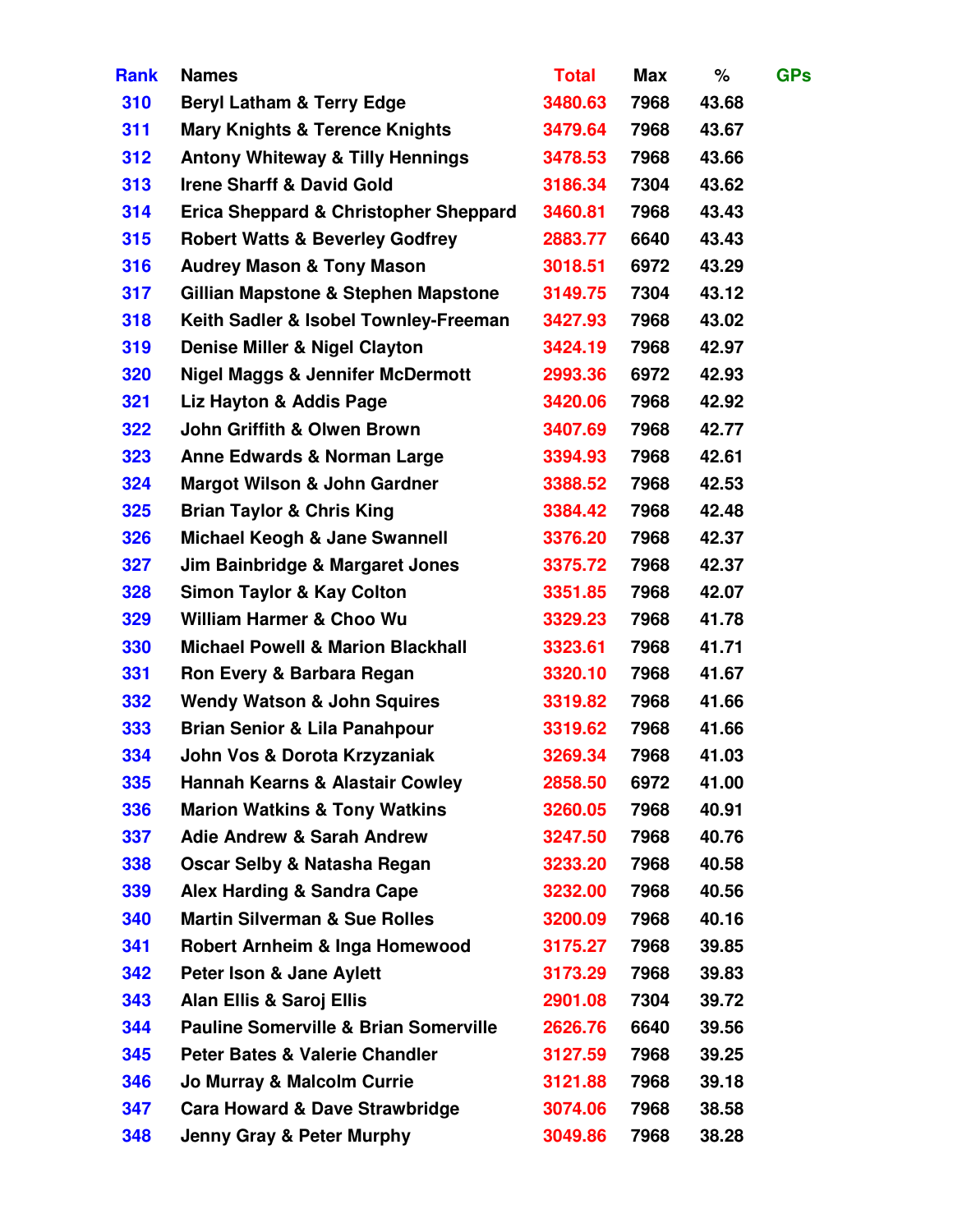| Rank | Names | Total | Max | % | GPs |
|---|---|---|---|---|---|
| 310 | Beryl Latham & Terry Edge | 3480.63 | 7968 | 43.68 | |
| 311 | Mary Knights & Terence Knights | 3479.64 | 7968 | 43.67 | |
| 312 | Antony Whiteway & Tilly Hennings | 3478.53 | 7968 | 43.66 | |
| 313 | Irene Sharff & David Gold | 3186.34 | 7304 | 43.62 | |
| 314 | Erica Sheppard & Christopher Sheppard | 3460.81 | 7968 | 43.43 | |
| 315 | Robert Watts & Beverley Godfrey | 2883.77 | 6640 | 43.43 | |
| 316 | Audrey Mason & Tony Mason | 3018.51 | 6972 | 43.29 | |
| 317 | Gillian Mapstone & Stephen Mapstone | 3149.75 | 7304 | 43.12 | |
| 318 | Keith Sadler & Isobel Townley-Freeman | 3427.93 | 7968 | 43.02 | |
| 319 | Denise Miller & Nigel Clayton | 3424.19 | 7968 | 42.97 | |
| 320 | Nigel Maggs & Jennifer McDermott | 2993.36 | 6972 | 42.93 | |
| 321 | Liz Hayton & Addis Page | 3420.06 | 7968 | 42.92 | |
| 322 | John Griffith & Olwen Brown | 3407.69 | 7968 | 42.77 | |
| 323 | Anne Edwards & Norman Large | 3394.93 | 7968 | 42.61 | |
| 324 | Margot Wilson & John Gardner | 3388.52 | 7968 | 42.53 | |
| 325 | Brian Taylor & Chris King | 3384.42 | 7968 | 42.48 | |
| 326 | Michael Keogh & Jane Swannell | 3376.20 | 7968 | 42.37 | |
| 327 | Jim Bainbridge & Margaret Jones | 3375.72 | 7968 | 42.37 | |
| 328 | Simon Taylor & Kay Colton | 3351.85 | 7968 | 42.07 | |
| 329 | William Harmer & Choo Wu | 3329.23 | 7968 | 41.78 | |
| 330 | Michael Powell & Marion Blackhall | 3323.61 | 7968 | 41.71 | |
| 331 | Ron Every & Barbara Regan | 3320.10 | 7968 | 41.67 | |
| 332 | Wendy Watson & John Squires | 3319.82 | 7968 | 41.66 | |
| 333 | Brian Senior & Lila Panahpour | 3319.62 | 7968 | 41.66 | |
| 334 | John Vos & Dorota Krzyzaniak | 3269.34 | 7968 | 41.03 | |
| 335 | Hannah Kearns & Alastair Cowley | 2858.50 | 6972 | 41.00 | |
| 336 | Marion Watkins & Tony Watkins | 3260.05 | 7968 | 40.91 | |
| 337 | Adie Andrew & Sarah Andrew | 3247.50 | 7968 | 40.76 | |
| 338 | Oscar Selby & Natasha Regan | 3233.20 | 7968 | 40.58 | |
| 339 | Alex Harding & Sandra Cape | 3232.00 | 7968 | 40.56 | |
| 340 | Martin Silverman & Sue Rolles | 3200.09 | 7968 | 40.16 | |
| 341 | Robert Arnheim & Inga Homewood | 3175.27 | 7968 | 39.85 | |
| 342 | Peter Ison & Jane Aylett | 3173.29 | 7968 | 39.83 | |
| 343 | Alan Ellis & Saroj Ellis | 2901.08 | 7304 | 39.72 | |
| 344 | Pauline Somerville & Brian Somerville | 2626.76 | 6640 | 39.56 | |
| 345 | Peter Bates & Valerie Chandler | 3127.59 | 7968 | 39.25 | |
| 346 | Jo Murray & Malcolm Currie | 3121.88 | 7968 | 39.18 | |
| 347 | Cara Howard & Dave Strawbridge | 3074.06 | 7968 | 38.58 | |
| 348 | Jenny Gray & Peter Murphy | 3049.86 | 7968 | 38.28 | |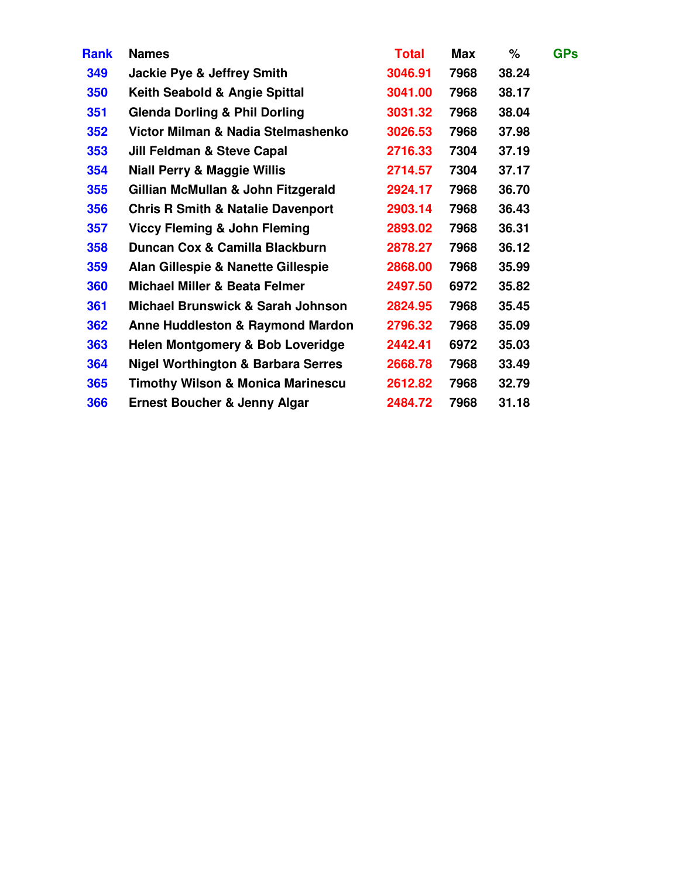| Rank | Names | Total | Max | % | GPs |
|---|---|---|---|---|---|
| 349 | Jackie Pye & Jeffrey Smith | 3046.91 | 7968 | 38.24 | |
| 350 | Keith Seabold & Angie Spittal | 3041.00 | 7968 | 38.17 | |
| 351 | Glenda Dorling & Phil Dorling | 3031.32 | 7968 | 38.04 | |
| 352 | Victor Milman & Nadia Stelmashenko | 3026.53 | 7968 | 37.98 | |
| 353 | Jill Feldman & Steve Capal | 2716.33 | 7304 | 37.19 | |
| 354 | Niall Perry & Maggie Willis | 2714.57 | 7304 | 37.17 | |
| 355 | Gillian McMullan & John Fitzgerald | 2924.17 | 7968 | 36.70 | |
| 356 | Chris R Smith & Natalie Davenport | 2903.14 | 7968 | 36.43 | |
| 357 | Viccy Fleming & John Fleming | 2893.02 | 7968 | 36.31 | |
| 358 | Duncan Cox & Camilla Blackburn | 2878.27 | 7968 | 36.12 | |
| 359 | Alan Gillespie & Nanette Gillespie | 2868.00 | 7968 | 35.99 | |
| 360 | Michael Miller & Beata Felmer | 2497.50 | 6972 | 35.82 | |
| 361 | Michael Brunswick & Sarah Johnson | 2824.95 | 7968 | 35.45 | |
| 362 | Anne Huddleston & Raymond Mardon | 2796.32 | 7968 | 35.09 | |
| 363 | Helen Montgomery & Bob Loveridge | 2442.41 | 6972 | 35.03 | |
| 364 | Nigel Worthington & Barbara Serres | 2668.78 | 7968 | 33.49 | |
| 365 | Timothy Wilson & Monica Marinescu | 2612.82 | 7968 | 32.79 | |
| 366 | Ernest Boucher & Jenny Algar | 2484.72 | 7968 | 31.18 | |